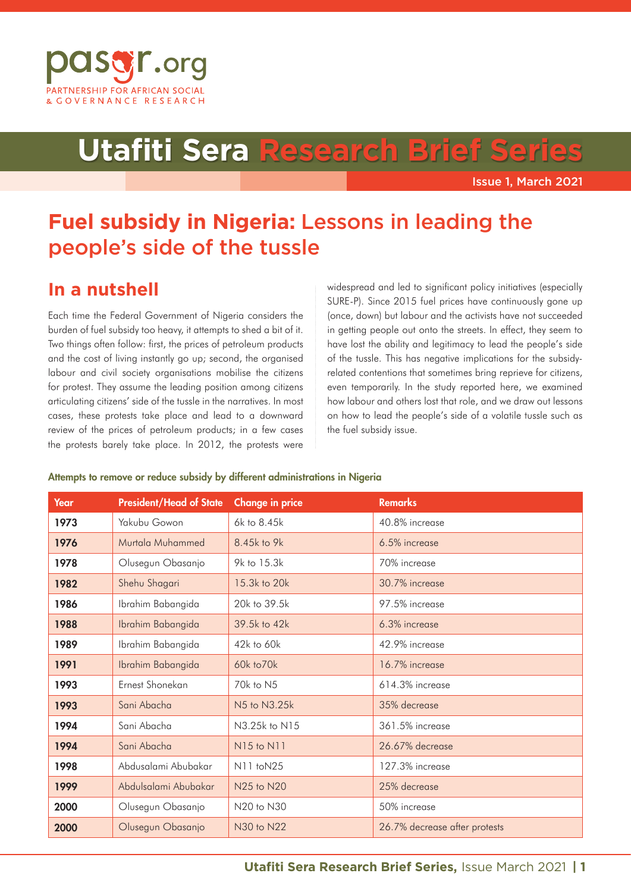pasgr.org

PARTNERSHIP FOR AFRICAN SOCIAL & GOVERNANCE RESEARCH

# Utafiti Sera Research Brief Series

Issue 1, March 2021

## Fuel subsidy in Nigeria: Lessons in leading the people's side of the tussle

## In a nutshell

Each time the Federal Government of Nigeria considers the burden of fuel subsidy too heavy, it attempts to shed a bit of it. Two things often follow: first, the prices of petroleum products and the cost of living instantly go up; second, the organised labour and civil society organisations mobilise the citizens for protest. They assume the leading position among citizens articulating citizens' side of the tussle in the narratives. In most cases, these protests take place and lead to a downward review of the prices of petroleum products; in a few cases the protests barely take place. In 2012, the protests were widespread and led to significant policy initiatives (especially SURE-P). Since 2015 fuel prices have continuously gone up (once, down) but labour and the activists have not succeeded in getting people out onto the streets. In effect, they seem to have lost the ability and legitimacy to lead the people's side of the tussle. This has negative implications for the subsidy-related contentions that sometimes bring reprieve for citizens, even temporarily. In the study reported here, we examined how labour and others lost that role, and we draw out lessons on how to lead the people's side of a volatile tussle such as the fuel subsidy issue.

**Attempts to remove or reduce subsidy by different administrations in Nigeria**

| Year | President/Head of State | Change in price | Remarks |
|---|---|---|---|
| 1973 | Yakubu Gowon | 6k to 8.45k | 40.8% increase |
| 1976 | Murtala Muhammed | 8.45k to 9k | 6.5% increase |
| 1978 | Olusegun Obasanjo | 9k to 15.3k | 70% increase |
| 1982 | Shehu Shagari | 15.3k to 20k | 30.7% increase |
| 1986 | Ibrahim Babangida | 20k to 39.5k | 97.5% increase |
| 1988 | Ibrahim Babangida | 39.5k to 42k | 6.3% increase |
| 1989 | Ibrahim Babangida | 42k to 60k | 42.9% increase |
| 1991 | Ibrahim Babangida | 60k to70k | 16.7% increase |
| 1993 | Ernest Shonekan | 70k to N5 | 614.3% increase |
| 1993 | Sani Abacha | N5 to N3.25k | 35% decrease |
| 1994 | Sani Abacha | N3.25k to N15 | 361.5% increase |
| 1994 | Sani Abacha | N15 to N11 | 26.67% decrease |
| 1998 | Abdusalami Abubakar | N11 toN25 | 127.3% increase |
| 1999 | Abdulsalami Abubakar | N25 to N20 | 25% decrease |
| 2000 | Olusegun Obasanjo | N20 to N30 | 50% increase |
| 2000 | Olusegun Obasanjo | N30 to N22 | 26.7% decrease after protests |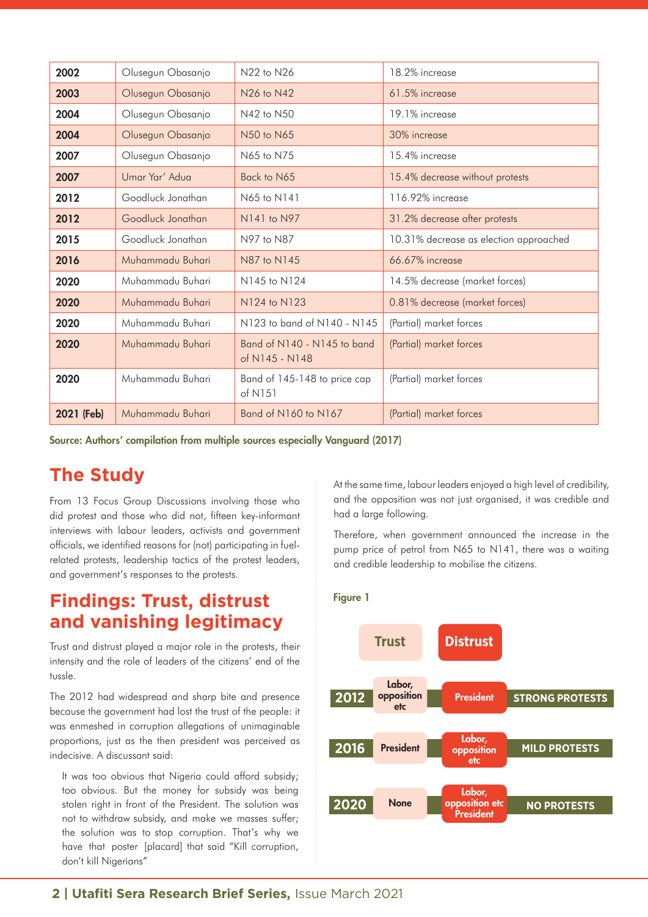| 2002 | Olusegun Obasanjo | N22 to N26 | 18.2% increase |
|---|---|---|---|
| 2003 | Olusegun Obasanjo | N26 to N42 | 61.5% increase |
| 2004 | Olusegun Obasanjo | N42 to N50 | 19.1% increase |
| 2004 | Olusegun Obasanjo | N50 to N65 | 30% increase |
| 2007 | Olusegun Obasanjo | N65 to N75 | 15.4% increase |
| 2007 | Umar Yar' Adua | Back to N65 | 15.4% decrease without protests |
| 2012 | Goodluck Jonathan | N65 to N141 | 116.92% increase |
| 2012 | Goodluck Jonathan | N141 to N97 | 31.2% decrease after protests |
| 2015 | Goodluck Jonathan | N97 to N87 | 10.31% decrease as election approached |
| 2016 | Muhammadu Buhari | N87 to N145 | 66.67% increase |
| 2020 | Muhammadu Buhari | N145 to N124 | 14.5% decrease (market forces) |
| 2020 | Muhammadu Buhari | N124 to N123 | 0.81% decrease (market forces) |
| 2020 | Muhammadu Buhari | N123 to band of N140 - N145 | (Partial) market forces |
| 2020 | Muhammadu Buhari | Band of N140 - N145 to band of N145 - N148 | (Partial) market forces |
| 2020 | Muhammadu Buhari | Band of 145-148 to price cap of N151 | (Partial) market forces |
| 2021 (Feb) | Muhammadu Buhari | Band of N160 to N167 | (Partial) market forces |

**Source: Authors' compilation from multiple sources especially Vanguard (2017)**

## The Study

From 13 Focus Group Discussions involving those who did protest and those who did not, fifteen key-informant interviews with labour leaders, activists and government officials, we identified reasons for (not) participating in fuel-related protests, leadership tactics of the protest leaders, and government's responses to the protests.

## Findings: Trust, distrust and vanishing legitimacy

Trust and distrust played a major role in the protests, their intensity and the role of leaders of the citizens' end of the tussle.

The 2012 had widespread and sharp bite and presence because the government had lost the trust of the people: it was enmeshed in corruption allegations of unimaginable proportions, just as the then president was perceived as indecisive. A discussant said:

> It was too obvious that Nigeria could afford subsidy; too obvious. But the money for subsidy was being stolen right in front of the President. The solution was not to withdraw subsidy, and make we masses suffer; the solution was to stop corruption. That's why we have that poster [placard] that said "Kill corruption, don't kill Nigerians"

At the same time, labour leaders enjoyed a high level of credibility, and the opposition was not just organised, it was credible and had a large following.

Therefore, when government announced the increase in the pump price of petrol from N65 to N141, there was a waiting and credible leadership to mobilise the citizens.

**Figure 1**

| | Trust | Distrust | |
|---|---|---|---|
| 2012 | Labor, opposition etc | President | STRONG PROTESTS |
| 2016 | President | Labor, opposition etc | MILD PROTESTS |
| 2020 | None | Labor, opposition etc President | NO PROTESTS |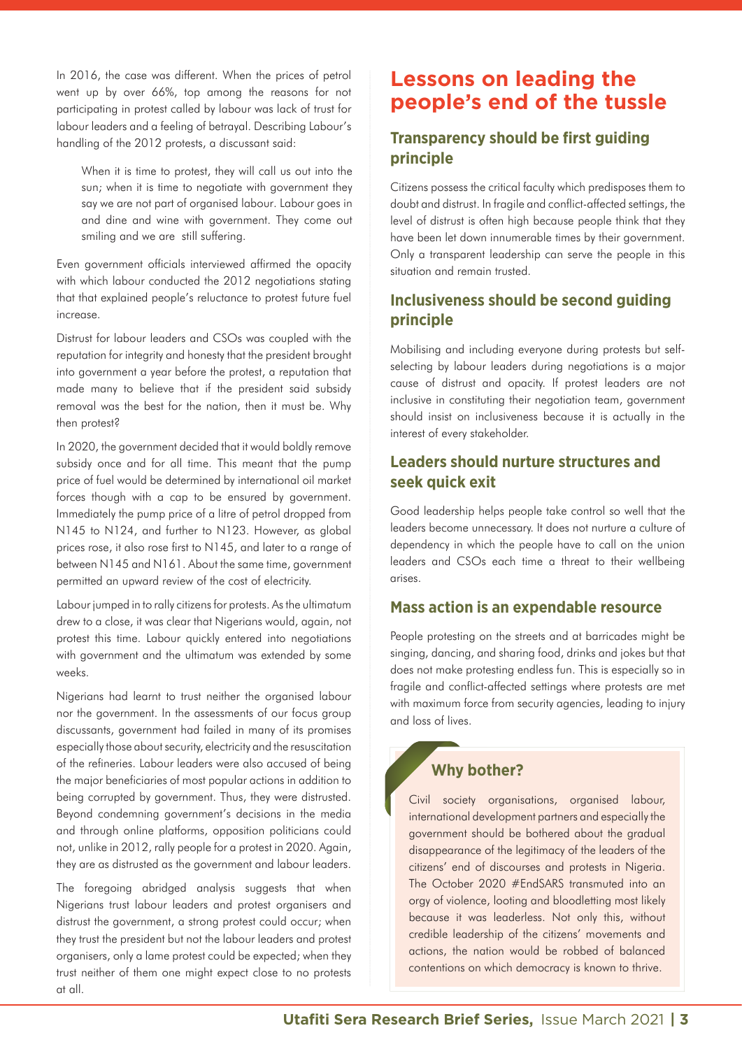In 2016, the case was different. When the prices of petrol went up by over 66%, top among the reasons for not participating in protest called by labour was lack of trust for labour leaders and a feeling of betrayal. Describing Labour's handling of the 2012 protests, a discussant said:

> When it is time to protest, they will call us out into the sun; when it is time to negotiate with government they say we are not part of organised labour. Labour goes in and dine and wine with government. They come out smiling and we are still suffering.

Even government officials interviewed affirmed the opacity with which labour conducted the 2012 negotiations stating that that explained people's reluctance to protest future fuel increase.

Distrust for labour leaders and CSOs was coupled with the reputation for integrity and honesty that the president brought into government a year before the protest, a reputation that made many to believe that if the president said subsidy removal was the best for the nation, then it must be. Why then protest?

In 2020, the government decided that it would boldly remove subsidy once and for all time. This meant that the pump price of fuel would be determined by international oil market forces though with a cap to be ensured by government. Immediately the pump price of a litre of petrol dropped from N145 to N124, and further to N123. However, as global prices rose, it also rose first to N145, and later to a range of between N145 and N161. About the same time, government permitted an upward review of the cost of electricity.

Labour jumped in to rally citizens for protests. As the ultimatum drew to a close, it was clear that Nigerians would, again, not protest this time. Labour quickly entered into negotiations with government and the ultimatum was extended by some weeks.

Nigerians had learnt to trust neither the organised labour nor the government. In the assessments of our focus group discussants, government had failed in many of its promises especially those about security, electricity and the resuscitation of the refineries. Labour leaders were also accused of being the major beneficiaries of most popular actions in addition to being corrupted by government. Thus, they were distrusted. Beyond condemning government's decisions in the media and through online platforms, opposition politicians could not, unlike in 2012, rally people for a protest in 2020. Again, they are as distrusted as the government and labour leaders.

The foregoing abridged analysis suggests that when Nigerians trust labour leaders and protest organisers and distrust the government, a strong protest could occur; when they trust the president but not the labour leaders and protest organisers, only a lame protest could be expected; when they trust neither of them one might expect close to no protests at all.

## Lessons on leading the people's end of the tussle

### Transparency should be first guiding principle

Citizens possess the critical faculty which predisposes them to doubt and distrust. In fragile and conflict-affected settings, the level of distrust is often high because people think that they have been let down innumerable times by their government. Only a transparent leadership can serve the people in this situation and remain trusted.

### Inclusiveness should be second guiding principle

Mobilising and including everyone during protests but self-selecting by labour leaders during negotiations is a major cause of distrust and opacity. If protest leaders are not inclusive in constituting their negotiation team, government should insist on inclusiveness because it is actually in the interest of every stakeholder.

### Leaders should nurture structures and seek quick exit

Good leadership helps people take control so well that the leaders become unnecessary. It does not nurture a culture of dependency in which the people have to call on the union leaders and CSOs each time a threat to their wellbeing arises.

### Mass action is an expendable resource

People protesting on the streets and at barricades might be singing, dancing, and sharing food, drinks and jokes but that does not make protesting endless fun. This is especially so in fragile and conflict-affected settings where protests are met with maximum force from security agencies, leading to injury and loss of lives.

### Why bother?

Civil society organisations, organised labour, international development partners and especially the government should be bothered about the gradual disappearance of the legitimacy of the leaders of the citizens' end of discourses and protests in Nigeria. The October 2020 #EndSARS transmuted into an orgy of violence, looting and bloodletting most likely because it was leaderless. Not only this, without credible leadership of the citizens' movements and actions, the nation would be robbed of balanced contentions on which democracy is known to thrive.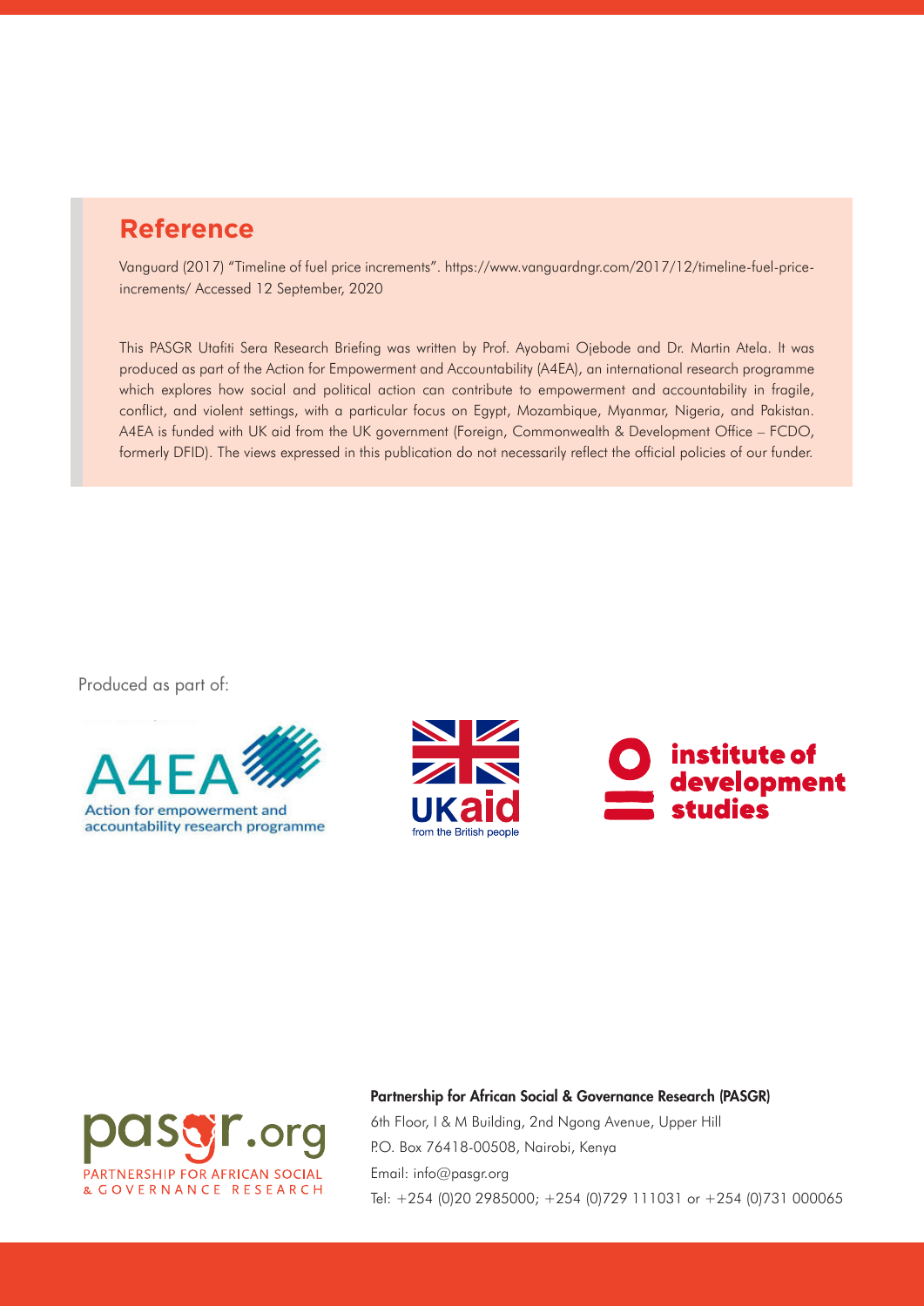## Reference

Vanguard (2017) "Timeline of fuel price increments". https://www.vanguardngr.com/2017/12/timeline-fuel-price-increments/ Accessed 12 September, 2020

This PASGR Utafiti Sera Research Briefing was written by Prof. Ayobami Ojebode and Dr. Martin Atela. It was produced as part of the Action for Empowerment and Accountability (A4EA), an international research programme which explores how social and political action can contribute to empowerment and accountability in fragile, conflict, and violent settings, with a particular focus on Egypt, Mozambique, Myanmar, Nigeria, and Pakistan. A4EA is funded with UK aid from the UK government (Foreign, Commonwealth & Development Office – FCDO, formerly DFID). The views expressed in this publication do not necessarily reflect the official policies of our funder.

Produced as part of:

A4EA Action for empowerment and accountability research programme

UKaid from the British people

institute of development studies

pasgr.org PARTNERSHIP FOR AFRICAN SOCIAL & GOVERNANCE RESEARCH

**Partnership for African Social & Governance Research (PASGR)**
6th Floor, I & M Building, 2nd Ngong Avenue, Upper Hill
P.O. Box 76418-00508, Nairobi, Kenya
Email: info@pasgr.org
Tel: +254 (0)20 2985000; +254 (0)729 111031 or +254 (0)731 000065